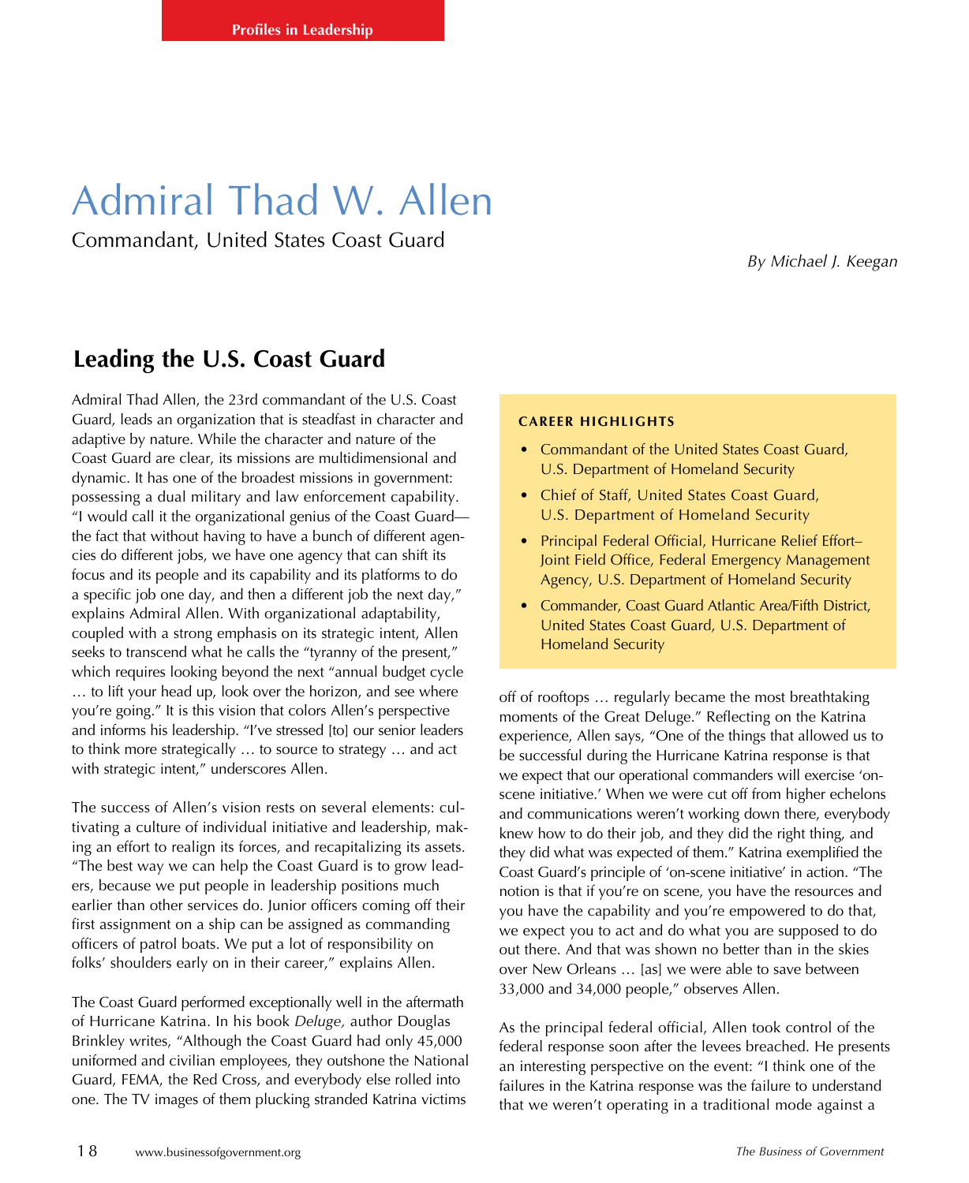Profiles in Leadership

# Admiral Thad W. Allen

Commandant, United States Coast Guard

*By Michael J. Keegan*

## Leading the U.S. Coast Guard

Admiral Thad Allen, the 23rd commandant of the U.S. Coast Guard, leads an organization that is steadfast in character and adaptive by nature. While the character and nature of the Coast Guard are clear, its missions are multidimensional and dynamic. It has one of the broadest missions in government: possessing a dual military and law enforcement capability. "I would call it the organizational genius of the Coast Guard—the fact that without having to have a bunch of different agencies do different jobs, we have one agency that can shift its focus and its people and its capability and its platforms to do a specific job one day, and then a different job the next day," explains Admiral Allen. With organizational adaptability, coupled with a strong emphasis on its strategic intent, Allen seeks to transcend what he calls the "tyranny of the present," which requires looking beyond the next "annual budget cycle … to lift your head up, look over the horizon, and see where you're going." It is this vision that colors Allen's perspective and informs his leadership. "I've stressed [to] our senior leaders to think more strategically … to source to strategy … and act with strategic intent," underscores Allen.

**CAREER HIGHLIGHTS**

- Commandant of the United States Coast Guard, U.S. Department of Homeland Security
- Chief of Staff, United States Coast Guard, U.S. Department of Homeland Security
- Principal Federal Official, Hurricane Relief Effort–Joint Field Office, Federal Emergency Management Agency, U.S. Department of Homeland Security
- Commander, Coast Guard Atlantic Area/Fifth District, United States Coast Guard, U.S. Department of Homeland Security

The success of Allen's vision rests on several elements: cultivating a culture of individual initiative and leadership, making an effort to realign its forces, and recapitalizing its assets. "The best way we can help the Coast Guard is to grow leaders, because we put people in leadership positions much earlier than other services do. Junior officers coming off their first assignment on a ship can be assigned as commanding officers of patrol boats. We put a lot of responsibility on folks' shoulders early on in their career," explains Allen.

The Coast Guard performed exceptionally well in the aftermath of Hurricane Katrina. In his book *Deluge,* author Douglas Brinkley writes, "Although the Coast Guard had only 45,000 uniformed and civilian employees, they outshone the National Guard, FEMA, the Red Cross, and everybody else rolled into one. The TV images of them plucking stranded Katrina victims off of rooftops … regularly became the most breathtaking moments of the Great Deluge." Reflecting on the Katrina experience, Allen says, "One of the things that allowed us to be successful during the Hurricane Katrina response is that we expect that our operational commanders will exercise 'on-scene initiative.' When we were cut off from higher echelons and communications weren't working down there, everybody knew how to do their job, and they did the right thing, and they did what was expected of them." Katrina exemplified the Coast Guard's principle of 'on-scene initiative' in action. "The notion is that if you're on scene, you have the resources and you have the capability and you're empowered to do that, we expect you to act and do what you are supposed to do out there. And that was shown no better than in the skies over New Orleans … [as] we were able to save between 33,000 and 34,000 people," observes Allen.

As the principal federal official, Allen took control of the federal response soon after the levees breached. He presents an interesting perspective on the event: "I think one of the failures in the Katrina response was the failure to understand that we weren't operating in a traditional mode against a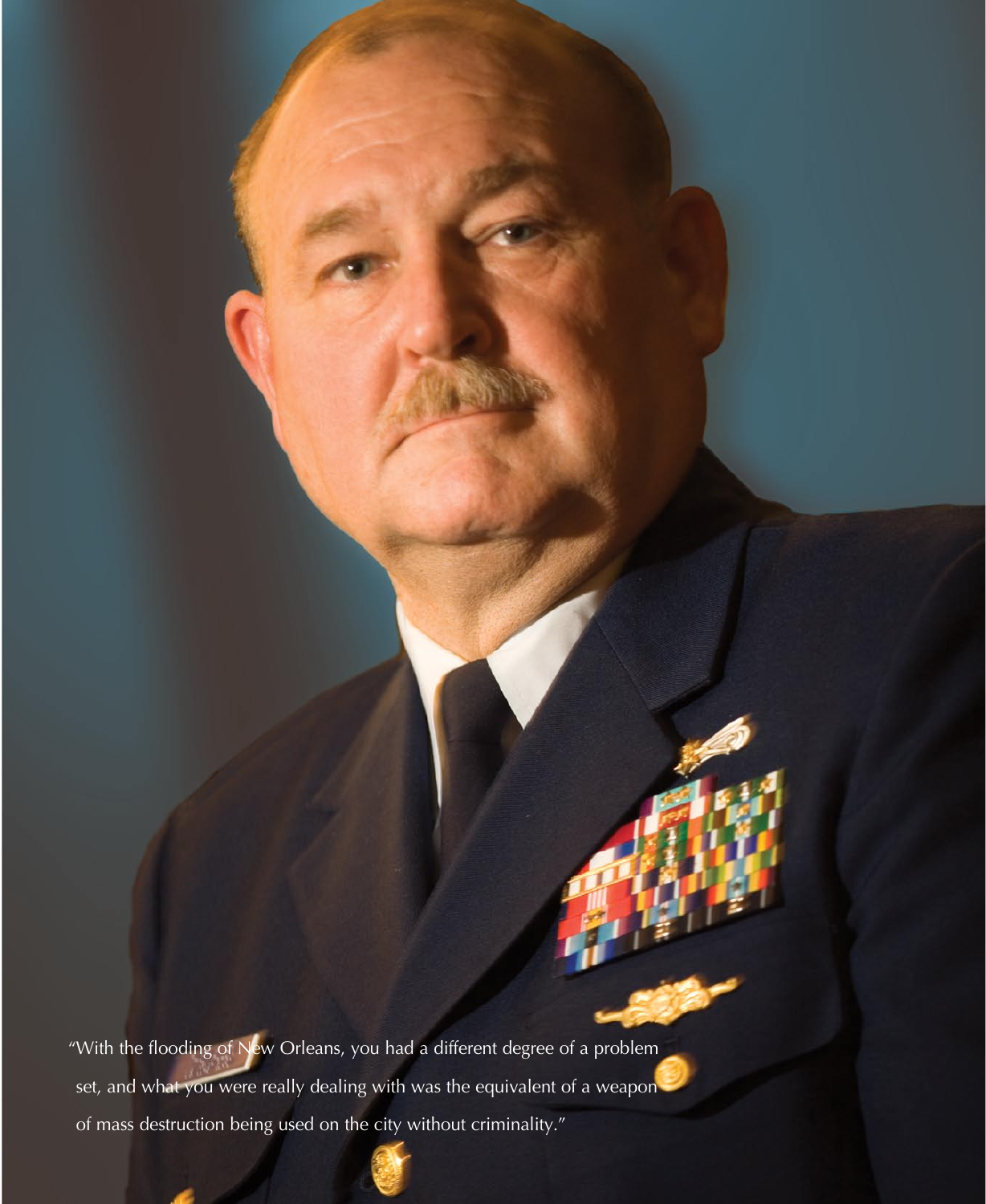"With the flooding of New Orleans, you had a different degree of a problem set, and what you were really dealing with was the equivalent of a weapon of mass destruction being used on the city without criminality."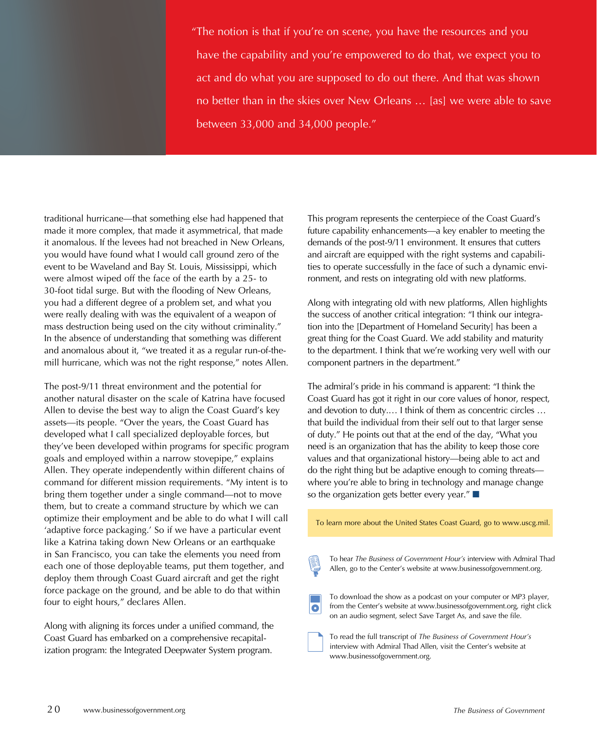> "The notion is that if you're on scene, you have the resources and you have the capability and you're empowered to do that, we expect you to act and do what you are supposed to do out there. And that was shown no better than in the skies over New Orleans … [as] we were able to save between 33,000 and 34,000 people."

traditional hurricane—that something else had happened that made it more complex, that made it asymmetrical, that made it anomalous. If the levees had not breached in New Orleans, you would have found what I would call ground zero of the event to be Waveland and Bay St. Louis, Mississippi, which were almost wiped off the face of the earth by a 25- to 30-foot tidal surge. But with the flooding of New Orleans, you had a different degree of a problem set, and what you were really dealing with was the equivalent of a weapon of mass destruction being used on the city without criminality." In the absence of understanding that something was different and anomalous about it, "we treated it as a regular run-of-the-mill hurricane, which was not the right response," notes Allen.

The post-9/11 threat environment and the potential for another natural disaster on the scale of Katrina have focused Allen to devise the best way to align the Coast Guard's key assets—its people. "Over the years, the Coast Guard has developed what I call specialized deployable forces, but they've been developed within programs for specific program goals and employed within a narrow stovepipe," explains Allen. They operate independently within different chains of command for different mission requirements. "My intent is to bring them together under a single command—not to move them, but to create a command structure by which we can optimize their employment and be able to do what I will call 'adaptive force packaging.' So if we have a particular event like a Katrina taking down New Orleans or an earthquake in San Francisco, you can take the elements you need from each one of those deployable teams, put them together, and deploy them through Coast Guard aircraft and get the right force package on the ground, and be able to do that within four to eight hours," declares Allen.

Along with aligning its forces under a unified command, the Coast Guard has embarked on a comprehensive recapitalization program: the Integrated Deepwater System program. This program represents the centerpiece of the Coast Guard's future capability enhancements—a key enabler to meeting the demands of the post-9/11 environment. It ensures that cutters and aircraft are equipped with the right systems and capabilities to operate successfully in the face of such a dynamic environment, and rests on integrating old with new platforms.

Along with integrating old with new platforms, Allen highlights the success of another critical integration: "I think our integration into the [Department of Homeland Security] has been a great thing for the Coast Guard. We add stability and maturity to the department. I think that we're working very well with our component partners in the department."

The admiral's pride in his command is apparent: "I think the Coast Guard has got it right in our core values of honor, respect, and devotion to duty.… I think of them as concentric circles … that build the individual from their self out to that larger sense of duty." He points out that at the end of the day, "What you need is an organization that has the ability to keep those core values and that organizational history—being able to act and do the right thing but be adaptive enough to coming threats—where you're able to bring in technology and manage change so the organization gets better every year." ■

To learn more about the United States Coast Guard, go to www.uscg.mil.

To hear *The Business of Government Hour's* interview with Admiral Thad Allen, go to the Center's website at www.businessofgovernment.org.

To download the show as a podcast on your computer or MP3 player, from the Center's website at www.businessofgovernment.org, right click on an audio segment, select Save Target As, and save the file.

To read the full transcript of *The Business of Government Hour's* interview with Admiral Thad Allen, visit the Center's website at www.businessofgovernment.org.